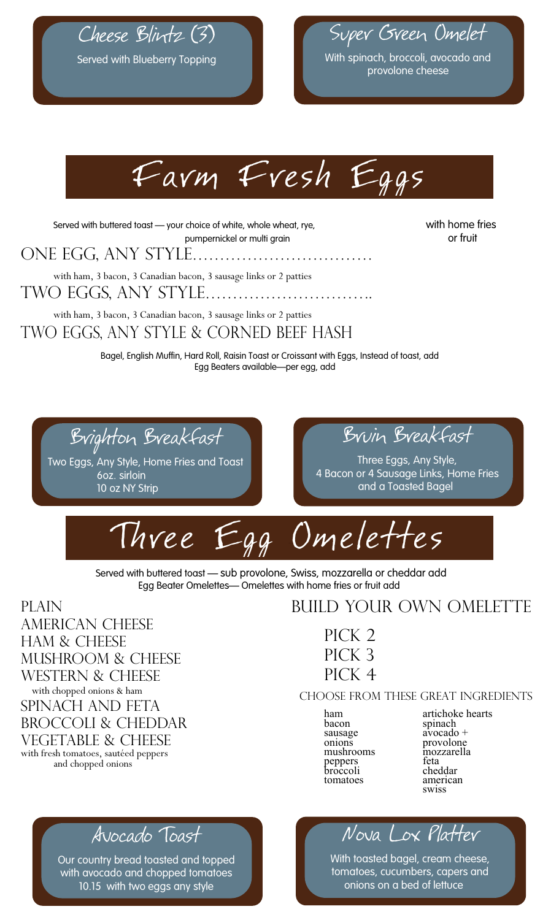## Cheese Blintz (3)

Served with Blueberry Topping

## Super Green Omelet

With spinach, broccoli, avocado and provolone cheese

# Farm Fresh Eggs

Served with buttered toast — your choice of white, whole wheat, rye, pumpernickel or multi grain

with home fries or fruit

ONE EGG, ANY STYLE.................................

with ham, 3 bacon, 3 Canadian bacon, 3 sausage links or 2 patties

TWO EGGS, ANY STYLE..............................

with ham, 3 bacon, 3 Canadian bacon, 3 sausage links or 2 patties

TWO EGGS, ANY STYLE & CORNED BEEF HASH

Bagel, English Muffin, Hard Roll, Raisin Toast or Croissant with Eggs, Instead of toast, add
Egg Beaters available—per egg, add

## Brighton Breakfast

Two Eggs, Any Style, Home Fries and Toast
6oz. sirloin
10 oz NY Strip

## Bruin Breakfast

Three Eggs, Any Style,
4 Bacon or 4 Sausage Links, Home Fries and a Toasted Bagel

# Three Egg Omelettes

Served with buttered toast — sub provolone, Swiss, mozzarella or cheddar add
Egg Beater Omelettes— Omelettes with home fries or fruit add

PLAIN
AMERICAN CHEESE
HAM & CHEESE
MUSHROOM & CHEESE
WESTERN & CHEESE
with chopped onions & ham
SPINACH AND FETA
BROCCOLI & CHEDDAR
VEGETABLE & CHEESE
with fresh tomatoes, sautéed peppers and chopped onions

### BUILD YOUR OWN OMELETTE

PICK 2
PICK 3
PICK 4

CHOOSE FROM THESE GREAT INGREDIENTS

ham
bacon
sausage
onions
mushrooms
peppers
broccoli
tomatoes
artichoke hearts
spinach
avocado +
provolone
mozzarella
feta
cheddar
american
swiss

## Avocado Toast

Our country bread toasted and topped with avocado and chopped tomatoes
10.15 with two eggs any style

## Nova Lox Platter

With toasted bagel, cream cheese, tomatoes, cucumbers, capers and onions on a bed of lettuce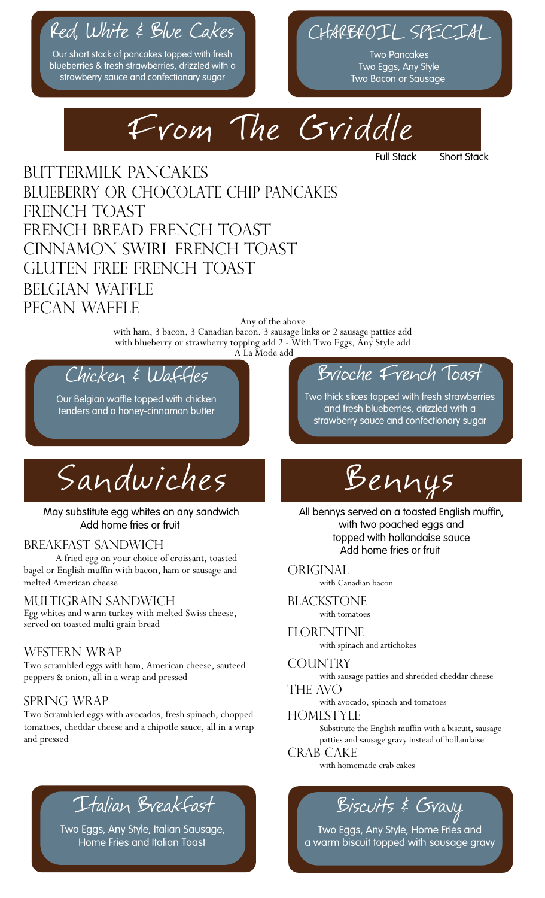## Red, White & Blue Cakes

Our short stack of pancakes topped with fresh blueberries & fresh strawberries, drizzled with a strawberry sauce and confectionary sugar

## Charbroil Special

Two Pancakes
Two Eggs, Any Style
Two Bacon or Sausage

# From The Griddle

| | Full Stack | Short Stack |
|---|---|---|
| BUTTERMILK PANCAKES | | |
| BLUEBERRY OR CHOCOLATE CHIP PANCAKES | | |
| FRENCH TOAST | | |
| FRENCH BREAD FRENCH TOAST | | |
| CINNAMON SWIRL FRENCH TOAST | | |
| GLUTEN FREE FRENCH TOAST | | |
| BELGIAN WAFFLE | | |
| PECAN WAFFLE | | |

Any of the above
with ham, 3 bacon, 3 Canadian bacon, 3 sausage links or 2 sausage patties add
with blueberry or strawberry topping add 2 - With Two Eggs, Any Style add
A La Mode add

## Chicken & Waffles

Our Belgian waffle topped with chicken tenders and a honey-cinnamon butter

## Brioche French Toast

Two thick slices topped with fresh strawberries and fresh blueberries, drizzled with a strawberry sauce and confectionary sugar

# Sandwiches

May substitute egg whites on any sandwich
Add home fries or fruit

### BREAKFAST SANDWICH

A fried egg on your choice of croissant, toasted bagel or English muffin with bacon, ham or sausage and melted American cheese

### MULTIGRAIN SANDWICH

Egg whites and warm turkey with melted Swiss cheese, served on toasted multi grain bread

### WESTERN WRAP

Two scrambled eggs with ham, American cheese, sauteed peppers & onion, all in a wrap and pressed

### SPRING WRAP

Two Scrambled eggs with avocados, fresh spinach, chopped tomatoes, cheddar cheese and a chipotle sauce, all in a wrap and pressed

# Bennys

All bennys served on a toasted English muffin, with two poached eggs and topped with hollandaise sauce
Add home fries or fruit

### ORIGINAL

with Canadian bacon

### BLACKSTONE

with tomatoes

### FLORENTINE

with spinach and artichokes

### COUNTRY

with sausage patties and shredded cheddar cheese

### THE AVO

with avocado, spinach and tomatoes

### HOMESTYLE

Substitute the English muffin with a biscuit, sausage patties and sausage gravy instead of hollandaise

### CRAB CAKE

with homemade crab cakes

## Italian Breakfast

Two Eggs, Any Style, Italian Sausage, Home Fries and Italian Toast

## Biscuits & Gravy

Two Eggs, Any Style, Home Fries and a warm biscuit topped with sausage gravy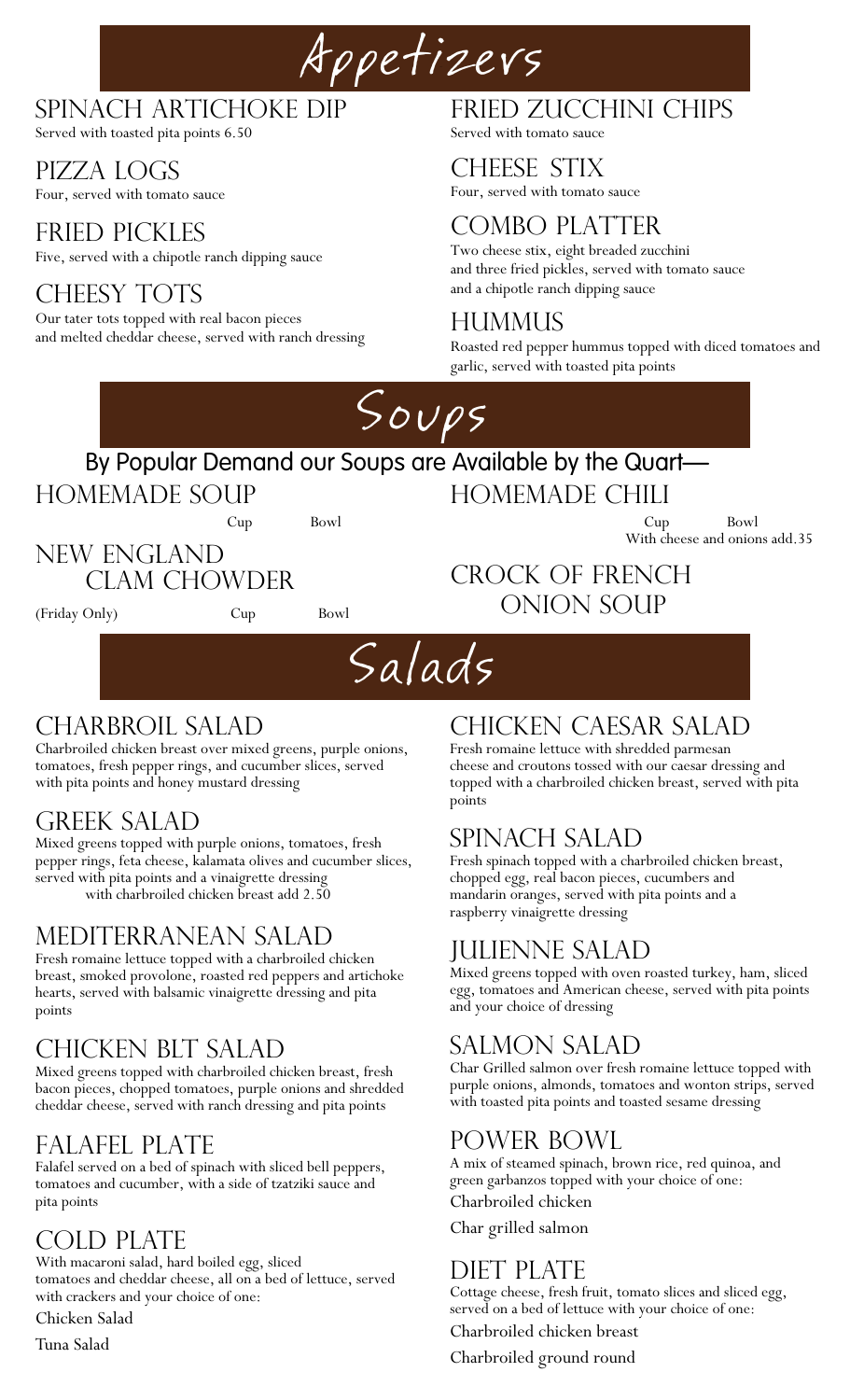# Appetizers

## Spinach Artichoke Dip
Served with toasted pita points 6.50

## Pizza Logs
Four, served with tomato sauce

## Fried Pickles
Five, served with a chipotle ranch dipping sauce

## Cheesy Tots
Our tater tots topped with real bacon pieces and melted cheddar cheese, served with ranch dressing

## Fried Zucchini Chips
Served with tomato sauce

## Cheese Stix
Four, served with tomato sauce

## Combo Platter
Two cheese stix, eight breaded zucchini and three fried pickles, served with tomato sauce and a chipotle ranch dipping sauce

## Hummus
Roasted red pepper hummus topped with diced tomatoes and garlic, served with toasted pita points

# Soups

**By Popular Demand our Soups are Available by the Quart—**

## Homemade Soup
Cup Bowl

## New England Clam Chowder
(Friday Only) Cup Bowl

## Homemade Chili
Cup Bowl
With cheese and onions add.35

## Crock of French Onion Soup

# Salads

## Charbroil Salad
Charbroiled chicken breast over mixed greens, purple onions, tomatoes, fresh pepper rings, and cucumber slices, served with pita points and honey mustard dressing

## Greek Salad
Mixed greens topped with purple onions, tomatoes, fresh pepper rings, feta cheese, kalamata olives and cucumber slices, served with pita points and a vinaigrette dressing
with charbroiled chicken breast add 2.50

## Mediterranean Salad
Fresh romaine lettuce topped with a charbroiled chicken breast, smoked provolone, roasted red peppers and artichoke hearts, served with balsamic vinaigrette dressing and pita points

## Chicken BLT Salad
Mixed greens topped with charbroiled chicken breast, fresh bacon pieces, chopped tomatoes, purple onions and shredded cheddar cheese, served with ranch dressing and pita points

## Falafel Plate
Falafel served on a bed of spinach with sliced bell peppers, tomatoes and cucumber, with a side of tzatziki sauce and pita points

## Cold Plate
With macaroni salad, hard boiled egg, sliced tomatoes and cheddar cheese, all on a bed of lettuce, served with crackers and your choice of one:

Chicken Salad

Tuna Salad

## Chicken Caesar Salad
Fresh romaine lettuce with shredded parmesan cheese and croutons tossed with our caesar dressing and topped with a charbroiled chicken breast, served with pita points

## Spinach Salad
Fresh spinach topped with a charbroiled chicken breast, chopped egg, real bacon pieces, cucumbers and mandarin oranges, served with pita points and a raspberry vinaigrette dressing

## Julienne Salad
Mixed greens topped with oven roasted turkey, ham, sliced egg, tomatoes and American cheese, served with pita points and your choice of dressing

## Salmon Salad
Char Grilled salmon over fresh romaine lettuce topped with purple onions, almonds, tomatoes and wonton strips, served with toasted pita points and toasted sesame dressing

## Power Bowl
A mix of steamed spinach, brown rice, red quinoa, and green garbanzos topped with your choice of one:

Charbroiled chicken

Char grilled salmon

## Diet Plate
Cottage cheese, fresh fruit, tomato slices and sliced egg, served on a bed of lettuce with your choice of one:

Charbroiled chicken breast

Charbroiled ground round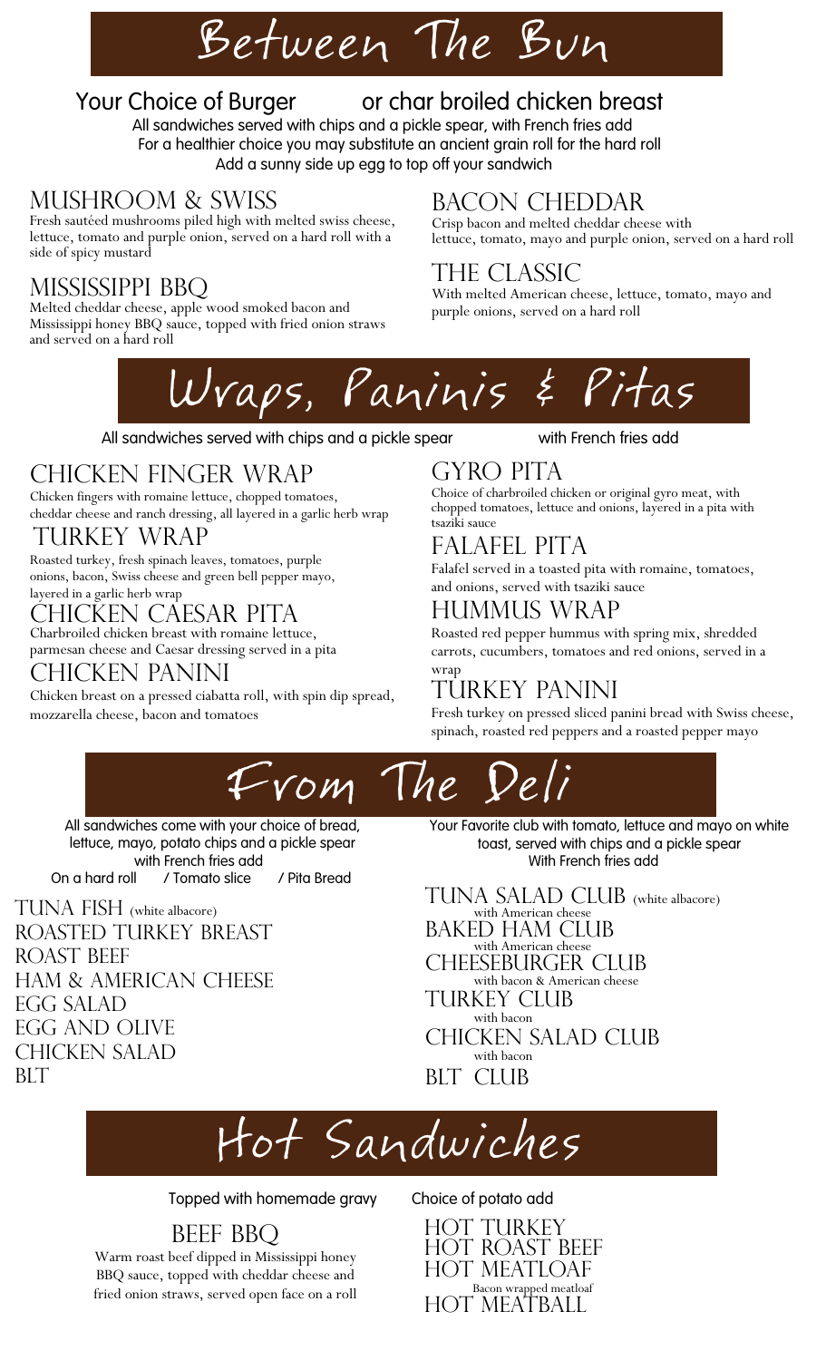# Between The Bun

## Your Choice of Burger or char broiled chicken breast

All sandwiches served with chips and a pickle spear, with French fries add
For a healthier choice you may substitute an ancient grain roll for the hard roll
Add a sunny side up egg to top off your sandwich

### MUSHROOM & SWISS

Fresh sautéed mushrooms piled high with melted swiss cheese, lettuce, tomato and purple onion, served on a hard roll with a side of spicy mustard

### MISSISSIPPI BBQ

Melted cheddar cheese, apple wood smoked bacon and Mississippi honey BBQ sauce, topped with fried onion straws and served on a hard roll

### BACON CHEDDAR

Crisp bacon and melted cheddar cheese with lettuce, tomato, mayo and purple onion, served on a hard roll

### THE CLASSIC

With melted American cheese, lettuce, tomato, mayo and purple onions, served on a hard roll

# Wraps, Paninis & Pitas

All sandwiches served with chips and a pickle spear with French fries add

### CHICKEN FINGER WRAP

Chicken fingers with romaine lettuce, chopped tomatoes, cheddar cheese and ranch dressing, all layered in a garlic herb wrap

### TURKEY WRAP

Roasted turkey, fresh spinach leaves, tomatoes, purple onions, bacon, Swiss cheese and green bell pepper mayo, layered in a garlic herb wrap

### CHICKEN CAESAR PITA

Charbroiled chicken breast with romaine lettuce, parmesan cheese and Caesar dressing served in a pita

### CHICKEN PANINI

Chicken breast on a pressed ciabatta roll, with spin dip spread, mozzarella cheese, bacon and tomatoes

### GYRO PITA

Choice of charbroiled chicken or original gyro meat, with chopped tomatoes, lettuce and onions, layered in a pita with tsaziki sauce

### FALAFEL PITA

Falafel served in a toasted pita with romaine, tomatoes, and onions, served with tsaziki sauce

### HUMMUS WRAP

Roasted red pepper hummus with spring mix, shredded carrots, cucumbers, tomatoes and red onions, served in a wrap

### TURKEY PANINI

Fresh turkey on pressed sliced panini bread with Swiss cheese, spinach, roasted red peppers and a roasted pepper mayo

# From The Deli

All sandwiches come with your choice of bread, lettuce, mayo, potato chips and a pickle spear
with French fries add
On a hard roll / Tomato slice / Pita Bread

- TUNA FISH (white albacore)
- ROASTED TURKEY BREAST
- ROAST BEEF
- HAM & AMERICAN CHEESE
- EGG SALAD
- EGG AND OLIVE
- CHICKEN SALAD
- BLT

Your Favorite club with tomato, lettuce and mayo on white toast, served with chips and a pickle spear
With French fries add

- TUNA SALAD CLUB (white albacore) with American cheese
- BAKED HAM CLUB with American cheese
- CHEESEBURGER CLUB with bacon & American cheese
- TURKEY CLUB with bacon
- CHICKEN SALAD CLUB with bacon
- BLT CLUB

# Hot Sandwiches

Topped with homemade gravy Choice of potato add

### BEEF BBQ

Warm roast beef dipped in Mississippi honey BBQ sauce, topped with cheddar cheese and fried onion straws, served open face on a roll

- HOT TURKEY
- HOT ROAST BEEF
- HOT MEATLOAF
  Bacon wrapped meatloaf
- HOT MEATBALL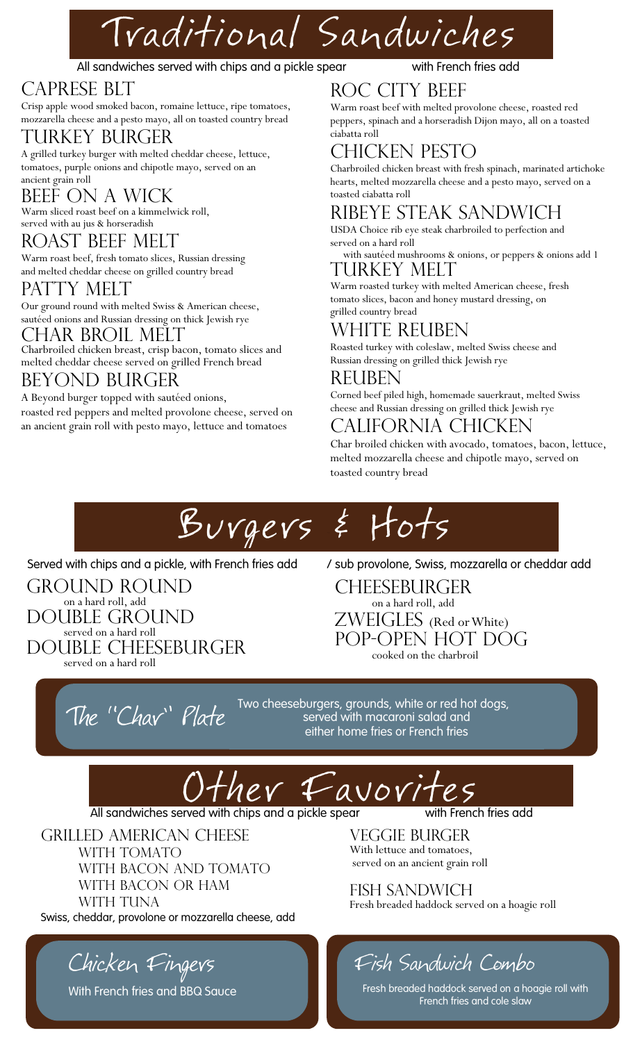# Traditional Sandwiches

All sandwiches served with chips and a pickle spear — with French fries add

## CAPRESE BLT
Crisp apple wood smoked bacon, romaine lettuce, ripe tomatoes, mozzarella cheese and a pesto mayo, all on toasted country bread

## TURKEY BURGER
A grilled turkey burger with melted cheddar cheese, lettuce, tomatoes, purple onions and chipotle mayo, served on an ancient grain roll

## BEEF ON A WICK
Warm sliced roast beef on a kimmelwick roll, served with au jus & horseradish

## ROAST BEEF MELT
Warm roast beef, fresh tomato slices, Russian dressing and melted cheddar cheese on grilled country bread

## PATTY MELT
Our ground round with melted Swiss & American cheese, sautéed onions and Russian dressing on thick Jewish rye

## CHAR BROIL MELT
Charbroiled chicken breast, crisp bacon, tomato slices and melted cheddar cheese served on grilled French bread

## BEYOND BURGER
A Beyond burger topped with sautéed onions, roasted red peppers and melted provolone cheese, served on an ancient grain roll with pesto mayo, lettuce and tomatoes

## ROC CITY BEEF
Warm roast beef with melted provolone cheese, roasted red peppers, spinach and a horseradish Dijon mayo, all on a toasted ciabatta roll

## CHICKEN PESTO
Charbroiled chicken breast with fresh spinach, marinated artichoke hearts, melted mozzarella cheese and a pesto mayo, served on a toasted ciabatta roll

## RIBEYE STEAK SANDWICH
USDA Choice rib eye steak charbroiled to perfection and served on a hard roll

with sautéed mushrooms & onions, or peppers & onions add 1

## TURKEY MELT
Warm roasted turkey with melted American cheese, fresh tomato slices, bacon and honey mustard dressing, on grilled country bread

## WHITE REUBEN
Roasted turkey with coleslaw, melted Swiss cheese and Russian dressing on grilled thick Jewish rye

## REUBEN
Corned beef piled high, homemade sauerkraut, melted Swiss cheese and Russian dressing on grilled thick Jewish rye

## CALIFORNIA CHICKEN
Char broiled chicken with avocado, tomatoes, bacon, lettuce, melted mozzarella cheese and chipotle mayo, served on toasted country bread

# Burgers & Hots

Served with chips and a pickle, with French fries add / sub provolone, Swiss, mozzarella or cheddar add

## GROUND ROUND
on a hard roll, add

## DOUBLE GROUND
served on a hard roll

## DOUBLE CHEESEBURGER
served on a hard roll

## CHEESEBURGER
on a hard roll, add

## ZWEIGLES (Red or White) POP-OPEN HOT DOG
cooked on the charbroil

## The "Char" Plate
Two cheeseburgers, grounds, white or red hot dogs, served with macaroni salad and either home fries or French fries

# Other Favorites

All sandwiches served with chips and a pickle spear — with French fries add

## GRILLED AMERICAN CHEESE
- WITH TOMATO
- WITH BACON AND TOMATO
- WITH BACON OR HAM
- WITH TUNA

Swiss, cheddar, provolone or mozzarella cheese, add

## VEGGIE BURGER
With lettuce and tomatoes, served on an ancient grain roll

## FISH SANDWICH
Fresh breaded haddock served on a hoagie roll

## Chicken Fingers
With French fries and BBQ Sauce

## Fish Sandwich Combo
Fresh breaded haddock served on a hoagie roll with French fries and cole slaw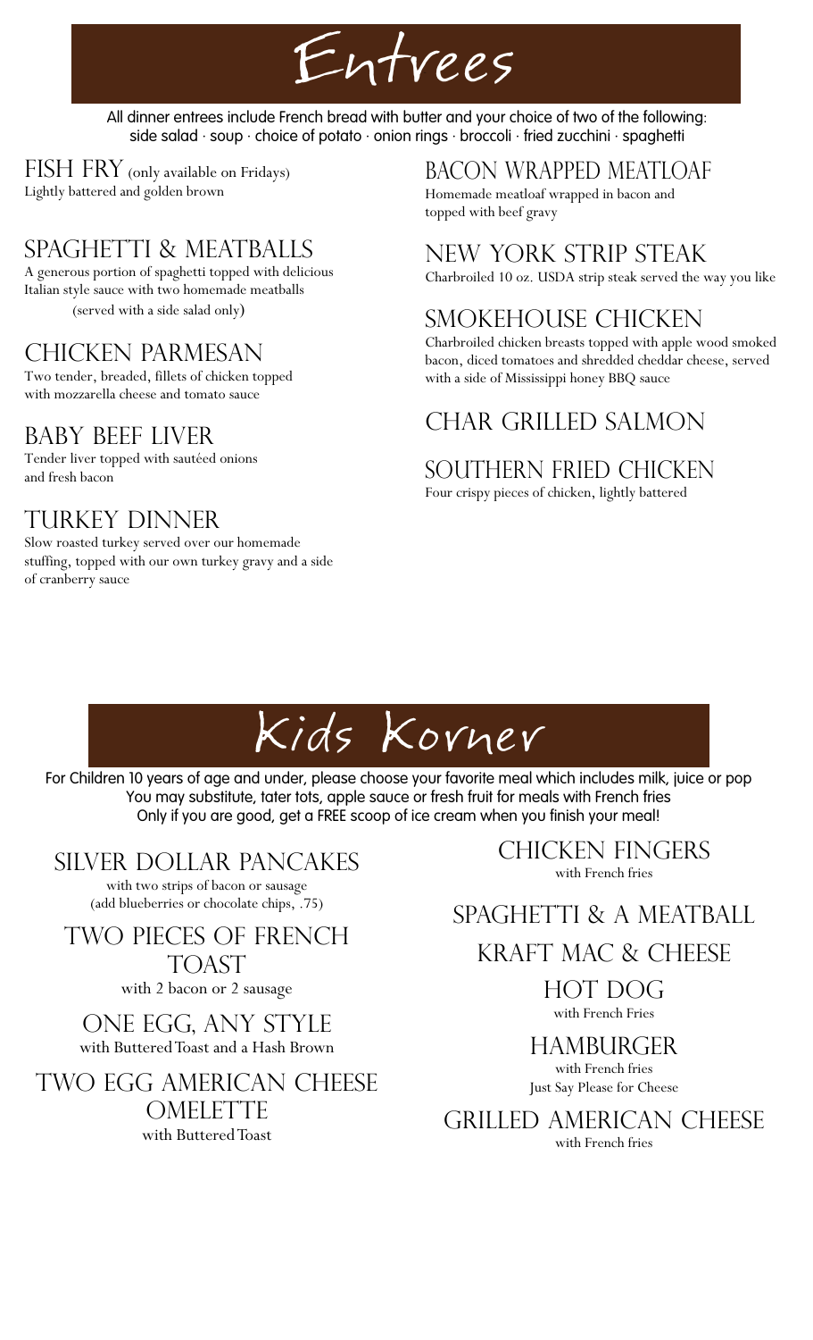# Entrees

All dinner entrees include French bread with butter and your choice of two of the following: side salad · soup · choice of potato · onion rings · broccoli · fried zucchini · spaghetti

## FISH FRY (only available on Fridays)

Lightly battered and golden brown

## SPAGHETTI & MEATBALLS

A generous portion of spaghetti topped with delicious Italian style sauce with two homemade meatballs (served with a side salad only)

## CHICKEN PARMESAN

Two tender, breaded, fillets of chicken topped with mozzarella cheese and tomato sauce

## BABY BEEF LIVER

Tender liver topped with sautéed onions and fresh bacon

## TURKEY DINNER

Slow roasted turkey served over our homemade stuffing, topped with our own turkey gravy and a side of cranberry sauce

## BACON WRAPPED MEATLOAF

Homemade meatloaf wrapped in bacon and topped with beef gravy

## NEW YORK STRIP STEAK

Charbroiled 10 oz. USDA strip steak served the way you like

## SMOKEHOUSE CHICKEN

Charbroiled chicken breasts topped with apple wood smoked bacon, diced tomatoes and shredded cheddar cheese, served with a side of Mississippi honey BBQ sauce

## CHAR GRILLED SALMON

## SOUTHERN FRIED CHICKEN

Four crispy pieces of chicken, lightly battered

# Kids Korner

For Children 10 years of age and under, please choose your favorite meal which includes milk, juice or pop
You may substitute, tater tots, apple sauce or fresh fruit for meals with French fries
Only if you are good, get a FREE scoop of ice cream when you finish your meal!

## SILVER DOLLAR PANCAKES

with two strips of bacon or sausage
(add blueberries or chocolate chips, .75)

## TWO PIECES OF FRENCH TOAST

with 2 bacon or 2 sausage

## ONE EGG, ANY STYLE

with Buttered Toast and a Hash Brown

## TWO EGG AMERICAN CHEESE OMELETTE

with Buttered Toast

## CHICKEN FINGERS

with French fries

## SPAGHETTI & A MEATBALL

## KRAFT MAC & CHEESE

## HOT DOG

with French Fries

## HAMBURGER

with French fries
Just Say Please for Cheese

## GRILLED AMERICAN CHEESE

with French fries